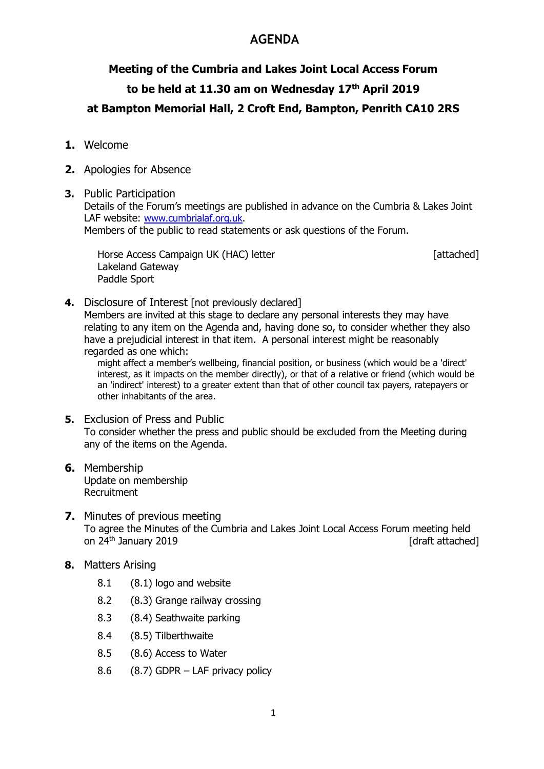# AGENDA

## Meeting of the Cumbria and Lakes Joint Local Access Forum

## to be held at 11.30 am on Wednesday 17th April 2019

## at Bampton Memorial Hall, 2 Croft End, Bampton, Penrith CA10 2RS

**1.** Welcome

**2.** Apologies for Absence

**3.** Public Participation
Details of the Forum's meetings are published in advance on the Cumbria & Lakes Joint LAF website: [www.cumbrialaf.org.uk](http://www.cumbrialaf.org.uk).
Members of the public to read statements or ask questions of the Forum.

Horse Access Campaign UK (HAC) letter [attached]
Lakeland Gateway
Paddle Sport

**4.** Disclosure of Interest [not previously declared]
Members are invited at this stage to declare any personal interests they may have relating to any item on the Agenda and, having done so, to consider whether they also have a prejudicial interest in that item. A personal interest might be reasonably regarded as one which:

might affect a member's wellbeing, financial position, or business (which would be a 'direct' interest, as it impacts on the member directly), or that of a relative or friend (which would be an 'indirect' interest) to a greater extent than that of other council tax payers, ratepayers or other inhabitants of the area.

**5.** Exclusion of Press and Public
To consider whether the press and public should be excluded from the Meeting during any of the items on the Agenda.

**6.** Membership
Update on membership
Recruitment

**7.** Minutes of previous meeting
To agree the Minutes of the Cumbria and Lakes Joint Local Access Forum meeting held on 24th January 2019 [draft attached]

**8.** Matters Arising

- 8.1 (8.1) logo and website
- 8.2 (8.3) Grange railway crossing
- 8.3 (8.4) Seathwaite parking
- 8.4 (8.5) Tilberthwaite
- 8.5 (8.6) Access to Water
- 8.6 (8.7) GDPR – LAF privacy policy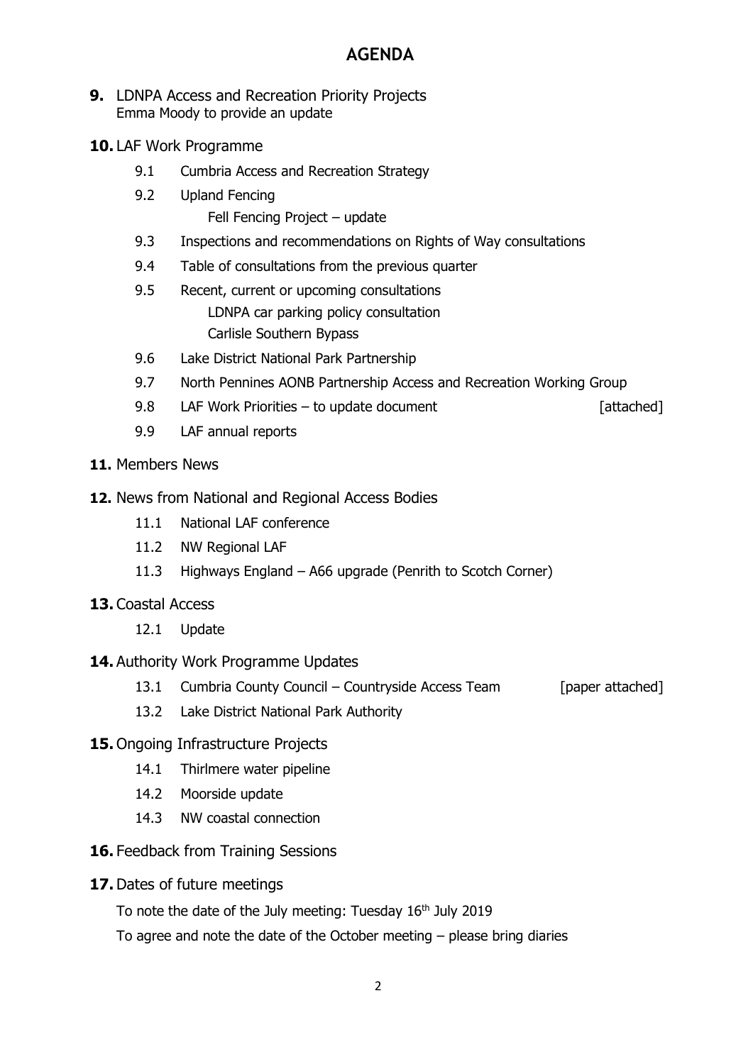# AGENDA

**9.** LDNPA Access and Recreation Priority Projects
Emma Moody to provide an update

**10.** LAF Work Programme

- 9.1 Cumbria Access and Recreation Strategy
- 9.2 Upland Fencing
  - Fell Fencing Project – update
- 9.3 Inspections and recommendations on Rights of Way consultations
- 9.4 Table of consultations from the previous quarter
- 9.5 Recent, current or upcoming consultations
  - LDNPA car parking policy consultation
  - Carlisle Southern Bypass
- 9.6 Lake District National Park Partnership
- 9.7 North Pennines AONB Partnership Access and Recreation Working Group
- 9.8 LAF Work Priorities – to update document [attached]
- 9.9 LAF annual reports

**11.** Members News

**12.** News from National and Regional Access Bodies

- 11.1 National LAF conference
- 11.2 NW Regional LAF
- 11.3 Highways England – A66 upgrade (Penrith to Scotch Corner)

**13.** Coastal Access

- 12.1 Update

**14.** Authority Work Programme Updates

- 13.1 Cumbria County Council – Countryside Access Team [paper attached]
- 13.2 Lake District National Park Authority

**15.** Ongoing Infrastructure Projects

- 14.1 Thirlmere water pipeline
- 14.2 Moorside update
- 14.3 NW coastal connection

**16.** Feedback from Training Sessions

**17.** Dates of future meetings

To note the date of the July meeting: Tuesday 16th July 2019

To agree and note the date of the October meeting – please bring diaries